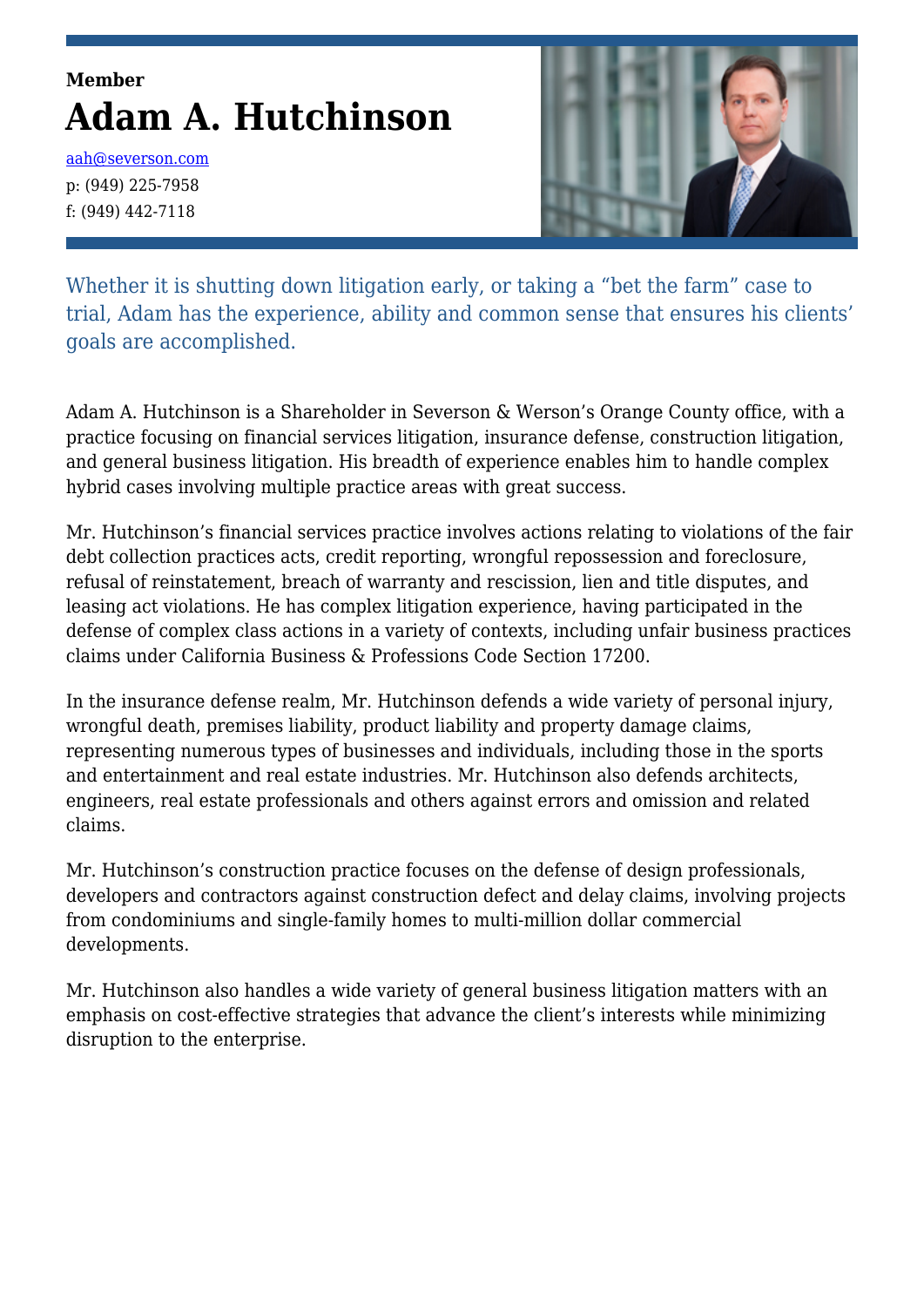**Member**

# Adam A. Hutchinson

aah@severson.com
p: (949) 225-7958
f: (949) 442-7118

Whether it is shutting down litigation early, or taking a "bet the farm" case to trial, Adam has the experience, ability and common sense that ensures his clients' goals are accomplished.

Adam A. Hutchinson is a Shareholder in Severson & Werson's Orange County office, with a practice focusing on financial services litigation, insurance defense, construction litigation, and general business litigation. His breadth of experience enables him to handle complex hybrid cases involving multiple practice areas with great success.

Mr. Hutchinson's financial services practice involves actions relating to violations of the fair debt collection practices acts, credit reporting, wrongful repossession and foreclosure, refusal of reinstatement, breach of warranty and rescission, lien and title disputes, and leasing act violations. He has complex litigation experience, having participated in the defense of complex class actions in a variety of contexts, including unfair business practices claims under California Business & Professions Code Section 17200.

In the insurance defense realm, Mr. Hutchinson defends a wide variety of personal injury, wrongful death, premises liability, product liability and property damage claims, representing numerous types of businesses and individuals, including those in the sports and entertainment and real estate industries. Mr. Hutchinson also defends architects, engineers, real estate professionals and others against errors and omission and related claims.

Mr. Hutchinson's construction practice focuses on the defense of design professionals, developers and contractors against construction defect and delay claims, involving projects from condominiums and single-family homes to multi-million dollar commercial developments.

Mr. Hutchinson also handles a wide variety of general business litigation matters with an emphasis on cost-effective strategies that advance the client's interests while minimizing disruption to the enterprise.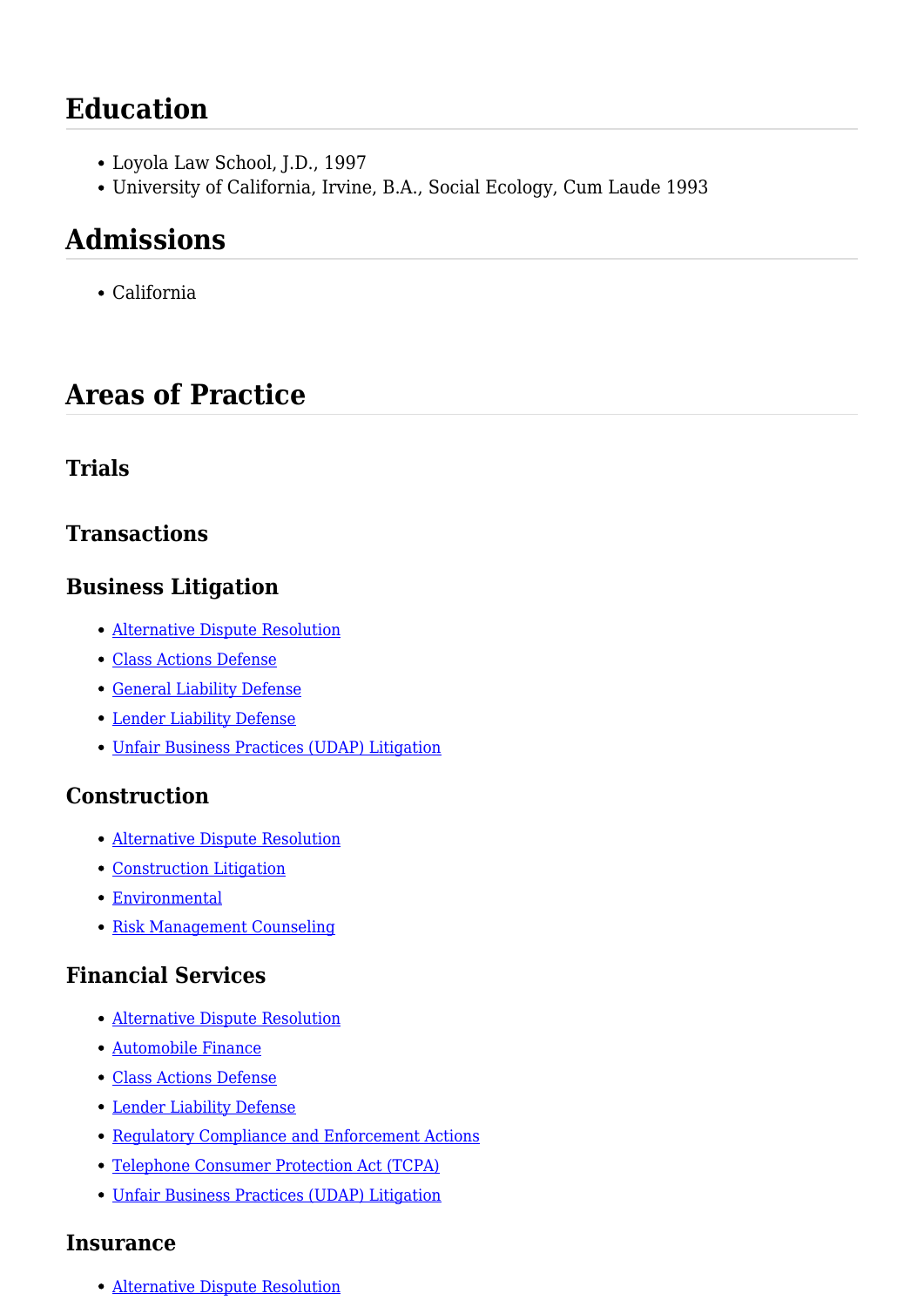## Education

- Loyola Law School, J.D., 1997
- University of California, Irvine, B.A., Social Ecology, Cum Laude 1993

## Admissions

- California

## Areas of Practice

### Trials

### Transactions

### Business Litigation

- Alternative Dispute Resolution
- Class Actions Defense
- General Liability Defense
- Lender Liability Defense
- Unfair Business Practices (UDAP) Litigation

### Construction

- Alternative Dispute Resolution
- Construction Litigation
- Environmental
- Risk Management Counseling

### Financial Services

- Alternative Dispute Resolution
- Automobile Finance
- Class Actions Defense
- Lender Liability Defense
- Regulatory Compliance and Enforcement Actions
- Telephone Consumer Protection Act (TCPA)
- Unfair Business Practices (UDAP) Litigation

### Insurance

- Alternative Dispute Resolution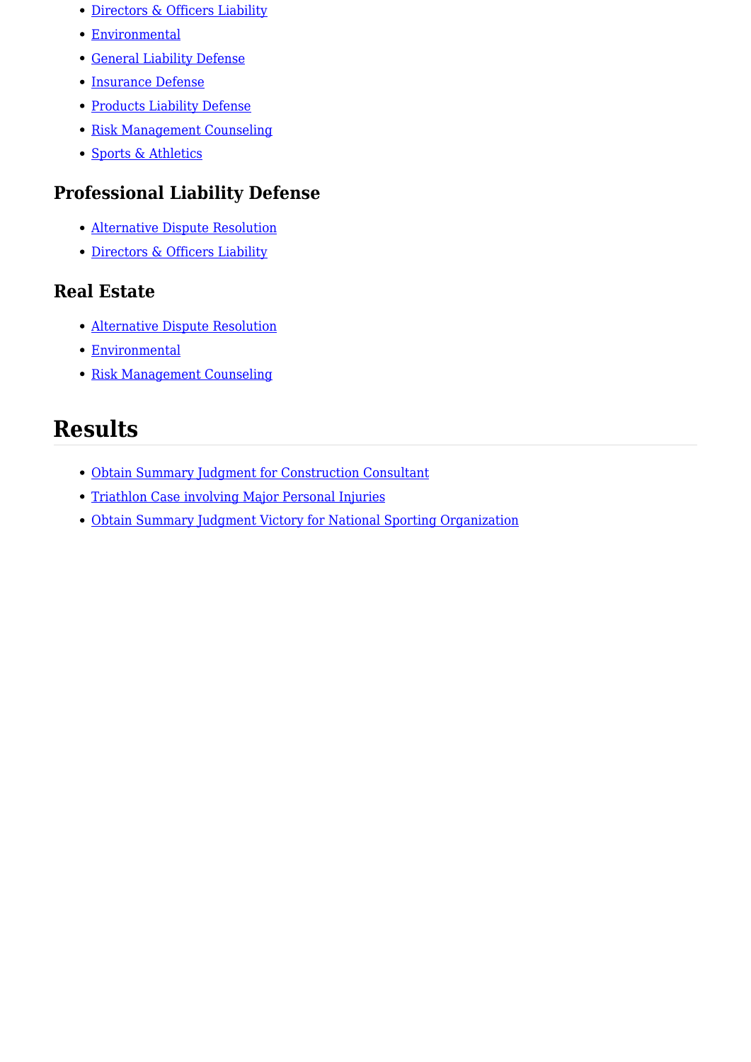- Directors & Officers Liability
- Environmental
- General Liability Defense
- Insurance Defense
- Products Liability Defense
- Risk Management Counseling
- Sports & Athletics

### Professional Liability Defense

- Alternative Dispute Resolution
- Directors & Officers Liability

### Real Estate

- Alternative Dispute Resolution
- Environmental
- Risk Management Counseling

## Results

- Obtain Summary Judgment for Construction Consultant
- Triathlon Case involving Major Personal Injuries
- Obtain Summary Judgment Victory for National Sporting Organization